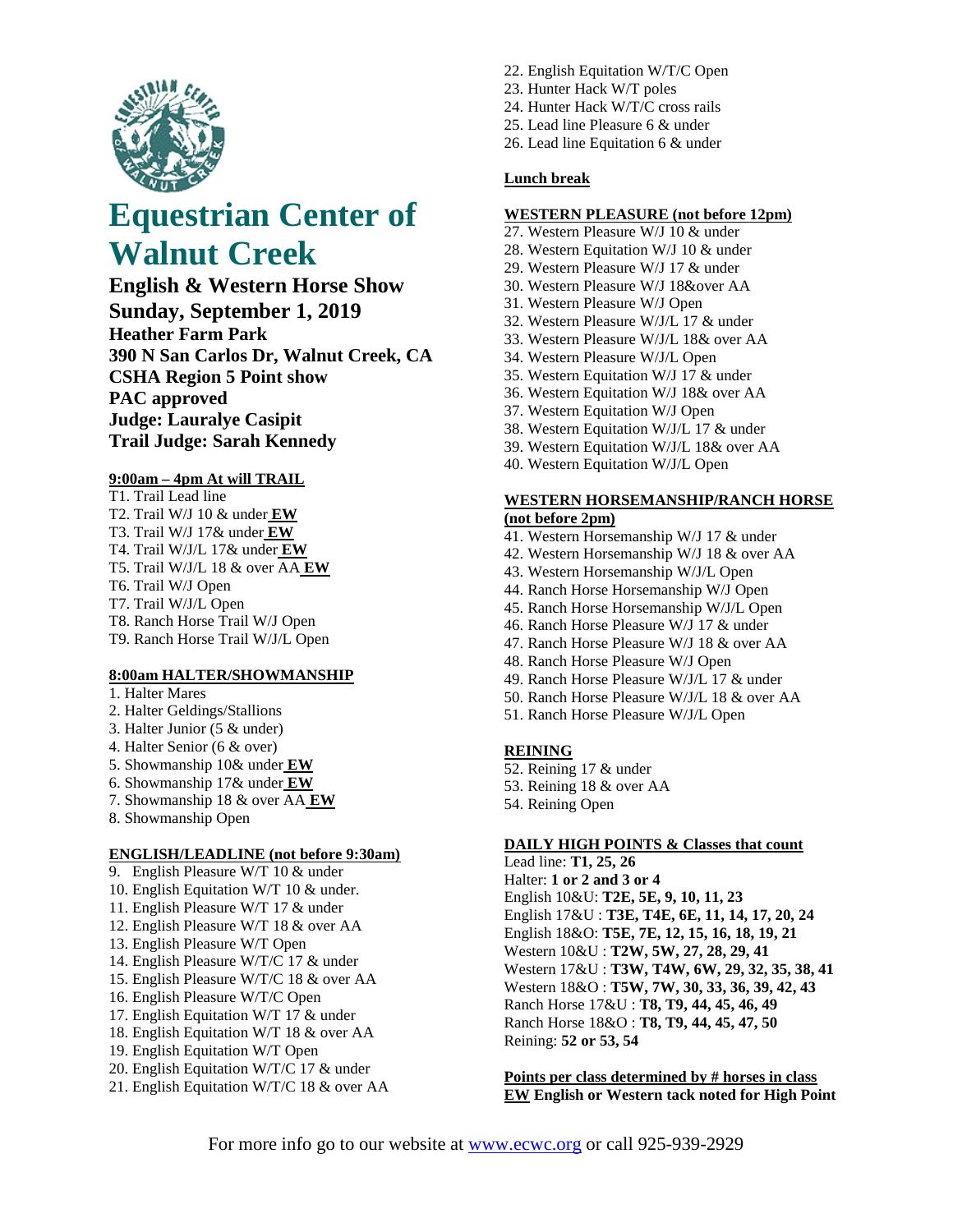# Equestrian Center of Walnut Creek

**English & Western Horse Show**
**Sunday, September 1, 2019**
**Heather Farm Park**
**390 N San Carlos Dr, Walnut Creek, CA**
**CSHA Region 5 Point show**
**PAC approved**
**Judge: Lauralye Casipit**
**Trail Judge: Sarah Kennedy**

**9:00am – 4pm At will TRAIL**

T1. Trail Lead line
T2. Trail W/J 10 & under **EW**
T3. Trail W/J 17& under **EW**
T4. Trail W/J/L 17& under **EW**
T5. Trail W/J/L 18 & over AA **EW**
T6. Trail W/J Open
T7. Trail W/J/L Open
T8. Ranch Horse Trail W/J Open
T9. Ranch Horse Trail W/J/L Open

**8:00am HALTER/SHOWMANSHIP**

1. Halter Mares
2. Halter Geldings/Stallions
3. Halter Junior (5 & under)
4. Halter Senior (6 & over)
5. Showmanship 10& under **EW**
6. Showmanship 17& under **EW**
7. Showmanship 18 & over AA **EW**
8. Showmanship Open

**ENGLISH/LEADLINE (not before 9:30am)**

9. English Pleasure W/T 10 & under
10. English Equitation W/T 10 & under.
11. English Pleasure W/T 17 & under
12. English Pleasure W/T 18 & over AA
13. English Pleasure W/T Open
14. English Pleasure W/T/C 17 & under
15. English Pleasure W/T/C 18 & over AA
16. English Pleasure W/T/C Open
17. English Equitation W/T 17 & under
18. English Equitation W/T 18 & over AA
19. English Equitation W/T Open
20. English Equitation W/T/C 17 & under
21. English Equitation W/T/C 18 & over AA
22. English Equitation W/T/C Open
23. Hunter Hack W/T poles
24. Hunter Hack W/T/C cross rails
25. Lead line Pleasure 6 & under
26. Lead line Equitation 6 & under

**Lunch break**

**WESTERN PLEASURE (not before 12pm)**

27. Western Pleasure W/J 10 & under
28. Western Equitation W/J 10 & under
29. Western Pleasure W/J 17 & under
30. Western Pleasure W/J 18&over AA
31. Western Pleasure W/J Open
32. Western Pleasure W/J/L 17 & under
33. Western Pleasure W/J/L 18& over AA
34. Western Pleasure W/J/L Open
35. Western Equitation W/J 17 & under
36. Western Equitation W/J 18& over AA
37. Western Equitation W/J Open
38. Western Equitation W/J/L 17 & under
39. Western Equitation W/J/L 18& over AA
40. Western Equitation W/J/L Open

**WESTERN HORSEMANSHIP/RANCH HORSE (not before 2pm)**

41. Western Horsemanship W/J 17 & under
42. Western Horsemanship W/J 18 & over AA
43. Western Horsemanship W/J/L Open
44. Ranch Horse Horsemanship W/J Open
45. Ranch Horse Horsemanship W/J/L Open
46. Ranch Horse Pleasure W/J 17 & under
47. Ranch Horse Pleasure W/J 18 & over AA
48. Ranch Horse Pleasure W/J Open
49. Ranch Horse Pleasure W/J/L 17 & under
50. Ranch Horse Pleasure W/J/L 18 & over AA
51. Ranch Horse Pleasure W/J/L Open

**REINING**

52. Reining 17 & under
53. Reining 18 & over AA
54. Reining Open

**DAILY HIGH POINTS & Classes that count**

Lead line: **T1, 25, 26**
Halter: **1 or 2 and 3 or 4**
English 10&U: **T2E, 5E, 9, 10, 11, 23**
English 17&U : **T3E, T4E, 6E, 11, 14, 17, 20, 24**
English 18&O: **T5E, 7E, 12, 15, 16, 18, 19, 21**
Western 10&U : **T2W, 5W, 27, 28, 29, 41**
Western 17&U : **T3W, T4W, 6W, 29, 32, 35, 38, 41**
Western 18&O : **T5W, 7W, 30, 33, 36, 39, 42, 43**
Ranch Horse 17&U : **T8, T9, 44, 45, 46, 49**
Ranch Horse 18&O : **T8, T9, 44, 45, 47, 50**
Reining: **52 or 53, 54**

**Points per class determined by # horses in class**
**EW English or Western tack noted for High Point**

For more info go to our website at www.ecwc.org or call 925-939-2929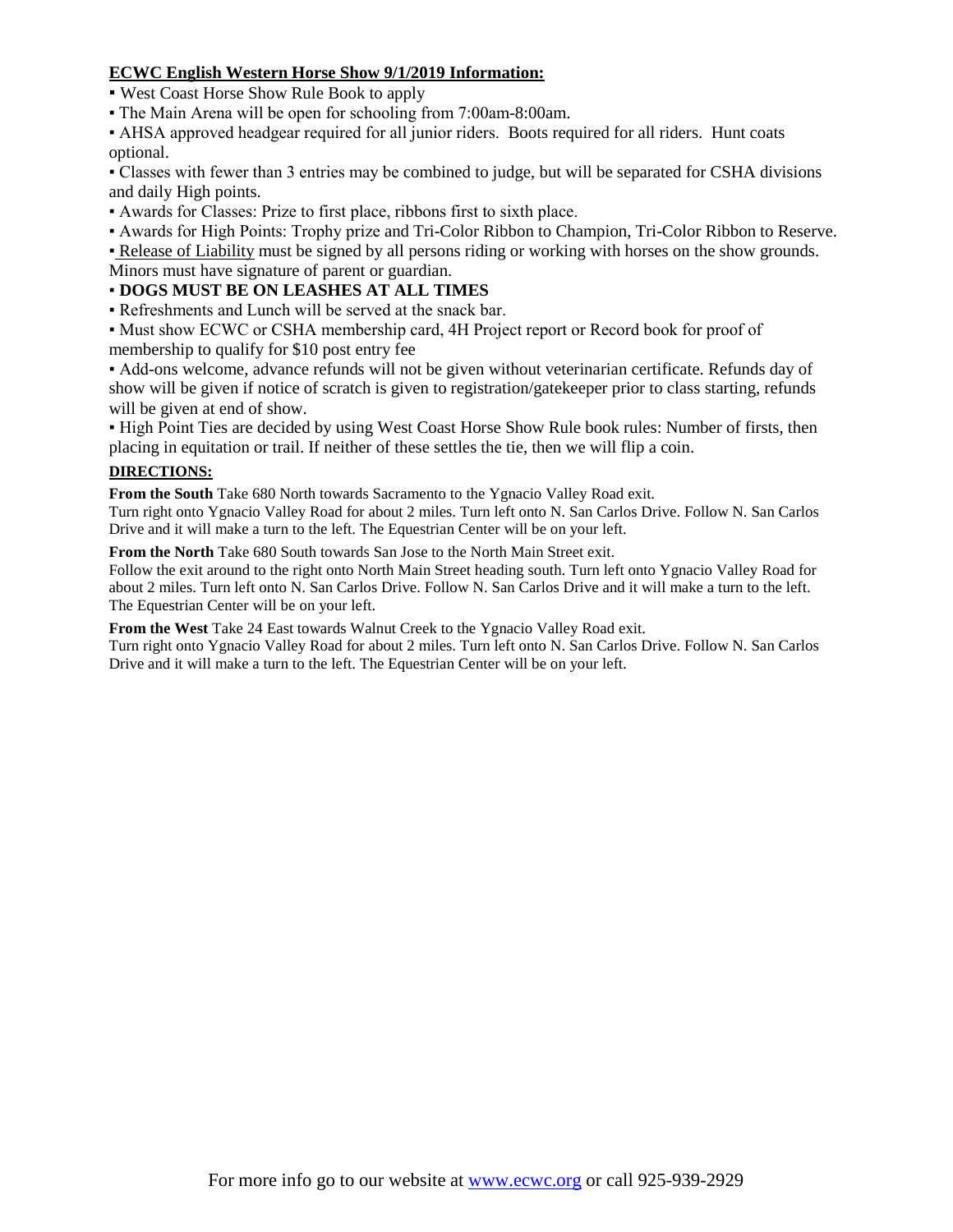## ECWC English Western Horse Show 9/1/2019 Information:

- West Coast Horse Show Rule Book to apply
- The Main Arena will be open for schooling from 7:00am-8:00am.
- AHSA approved headgear required for all junior riders. Boots required for all riders. Hunt coats optional.
- Classes with fewer than 3 entries may be combined to judge, but will be separated for CSHA divisions and daily High points.
- Awards for Classes: Prize to first place, ribbons first to sixth place.
- Awards for High Points: Trophy prize and Tri-Color Ribbon to Champion, Tri-Color Ribbon to Reserve.
- Release of Liability must be signed by all persons riding or working with horses on the show grounds. Minors must have signature of parent or guardian.
- **DOGS MUST BE ON LEASHES AT ALL TIMES**
- Refreshments and Lunch will be served at the snack bar.
- Must show ECWC or CSHA membership card, 4H Project report or Record book for proof of membership to qualify for $10 post entry fee
- Add-ons welcome, advance refunds will not be given without veterinarian certificate. Refunds day of show will be given if notice of scratch is given to registration/gatekeeper prior to class starting, refunds will be given at end of show.
- High Point Ties are decided by using West Coast Horse Show Rule book rules: Number of firsts, then placing in equitation or trail. If neither of these settles the tie, then we will flip a coin.

### DIRECTIONS:

**From the South** Take 680 North towards Sacramento to the Ygnacio Valley Road exit.
Turn right onto Ygnacio Valley Road for about 2 miles. Turn left onto N. San Carlos Drive. Follow N. San Carlos Drive and it will make a turn to the left. The Equestrian Center will be on your left.

**From the North** Take 680 South towards San Jose to the North Main Street exit.
Follow the exit around to the right onto North Main Street heading south. Turn left onto Ygnacio Valley Road for about 2 miles. Turn left onto N. San Carlos Drive. Follow N. San Carlos Drive and it will make a turn to the left. The Equestrian Center will be on your left.

**From the West** Take 24 East towards Walnut Creek to the Ygnacio Valley Road exit.
Turn right onto Ygnacio Valley Road for about 2 miles. Turn left onto N. San Carlos Drive. Follow N. San Carlos Drive and it will make a turn to the left. The Equestrian Center will be on your left.

For more info go to our website at www.ecwc.org or call 925-939-2929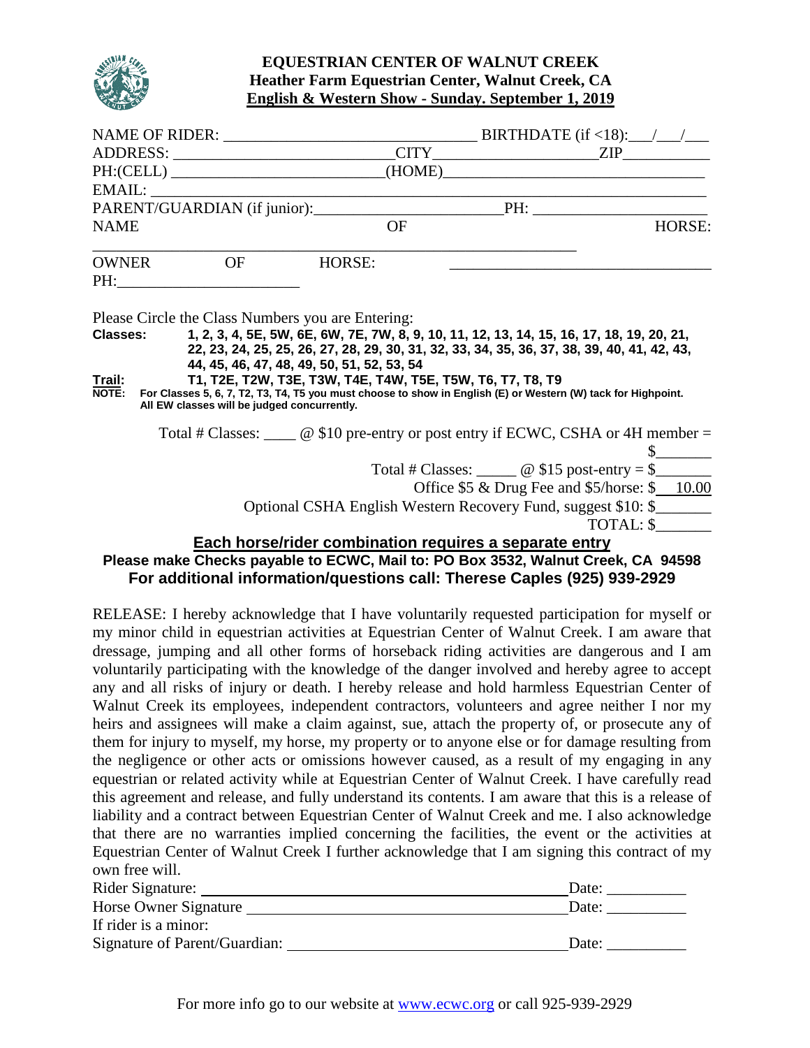# EQUESTRIAN CENTER OF WALNUT CREEK
## Heather Farm Equestrian Center, Walnut Creek, CA
## English & Western Show - Sunday. September 1, 2019

NAME OF RIDER: ______________________________ BIRTHDATE (if <18):___/___/___

ADDRESS: __________________________CITY____________________ZIP__________

PH:(CELL) _________________________(HOME)______________________________

EMAIL: ______________________________________________________________

PARENT/GUARDIAN (if junior):______________________PH: ____________________

NAME OF HORSE: ___________________________________________________________

OWNER OF HORSE: ______________________________ PH:_______________________

Please Circle the Class Numbers you are Entering:

**Classes:** **1, 2, 3, 4, 5E, 5W, 6E, 6W, 7E, 7W, 8, 9, 10, 11, 12, 13, 14, 15, 16, 17, 18, 19, 20, 21, 22, 23, 24, 25, 25, 26, 27, 28, 29, 30, 31, 32, 33, 34, 35, 36, 37, 38, 39, 40, 41, 42, 43, 44, 45, 46, 47, 48, 49, 50, 51, 52, 53, 54**

**Trail:** **T1, T2E, T2W, T3E, T3W, T4E, T4W, T5E, T5W, T6, T7, T8, T9**

**NOTE: For Classes 5, 6, 7, T2, T3, T4, T5 you must choose to show in English (E) or Western (W) tack for Highpoint. All EW classes will be judged concurrently.**

Total # Classes: ____ @ $10 pre-entry or post entry if ECWC, CSHA or 4H member = $_______

Total # Classes: _____ @ $15 post-entry = $_______

Office $5 & Drug Fee and $5/horse: $ 10.00

Optional CSHA English Western Recovery Fund, suggest $10: $_______

TOTAL: $_______

**Each horse/rider combination requires a separate entry**

**Please make Checks payable to ECWC, Mail to: PO Box 3532, Walnut Creek, CA 94598**

**For additional information/questions call: Therese Caples (925) 939-2929**

RELEASE: I hereby acknowledge that I have voluntarily requested participation for myself or my minor child in equestrian activities at Equestrian Center of Walnut Creek. I am aware that dressage, jumping and all other forms of horseback riding activities are dangerous and I am voluntarily participating with the knowledge of the danger involved and hereby agree to accept any and all risks of injury or death. I hereby release and hold harmless Equestrian Center of Walnut Creek its employees, independent contractors, volunteers and agree neither I nor my heirs and assignees will make a claim against, sue, attach the property of, or prosecute any of them for injury to myself, my horse, my property or to anyone else or for damage resulting from the negligence or other acts or omissions however caused, as a result of my engaging in any equestrian or related activity while at Equestrian Center of Walnut Creek. I have carefully read this agreement and release, and fully understand its contents. I am aware that this is a release of liability and a contract between Equestrian Center of Walnut Creek and me. I also acknowledge that there are no warranties implied concerning the facilities, the event or the activities at Equestrian Center of Walnut Creek I further acknowledge that I am signing this contract of my own free will.

Rider Signature: ____________________________________________ Date: __________

Horse Owner Signature ______________________________________ Date: __________

If rider is a minor:

Signature of Parent/Guardian: ________________________________ Date: __________

For more info go to our website at www.ecwc.org or call 925-939-2929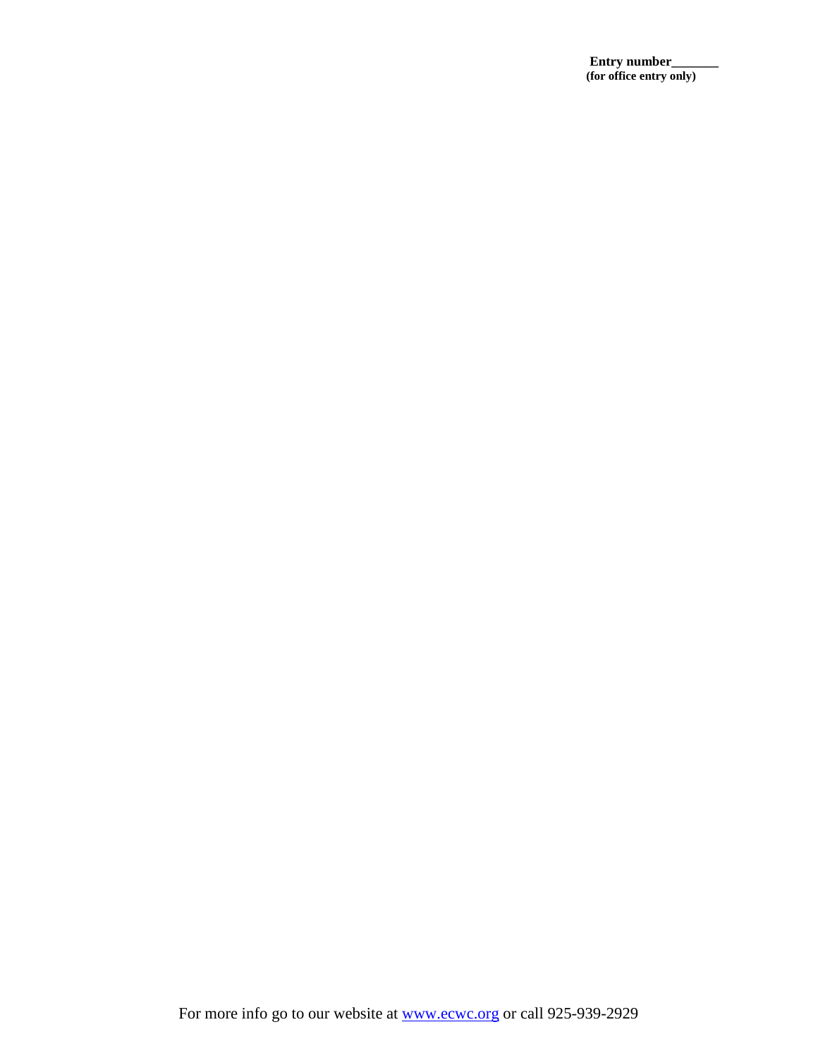**Entry number_______**
**(for office entry only)**

For more info go to our website at [www.ecwc.org](http://www.ecwc.org) or call 925-939-2929